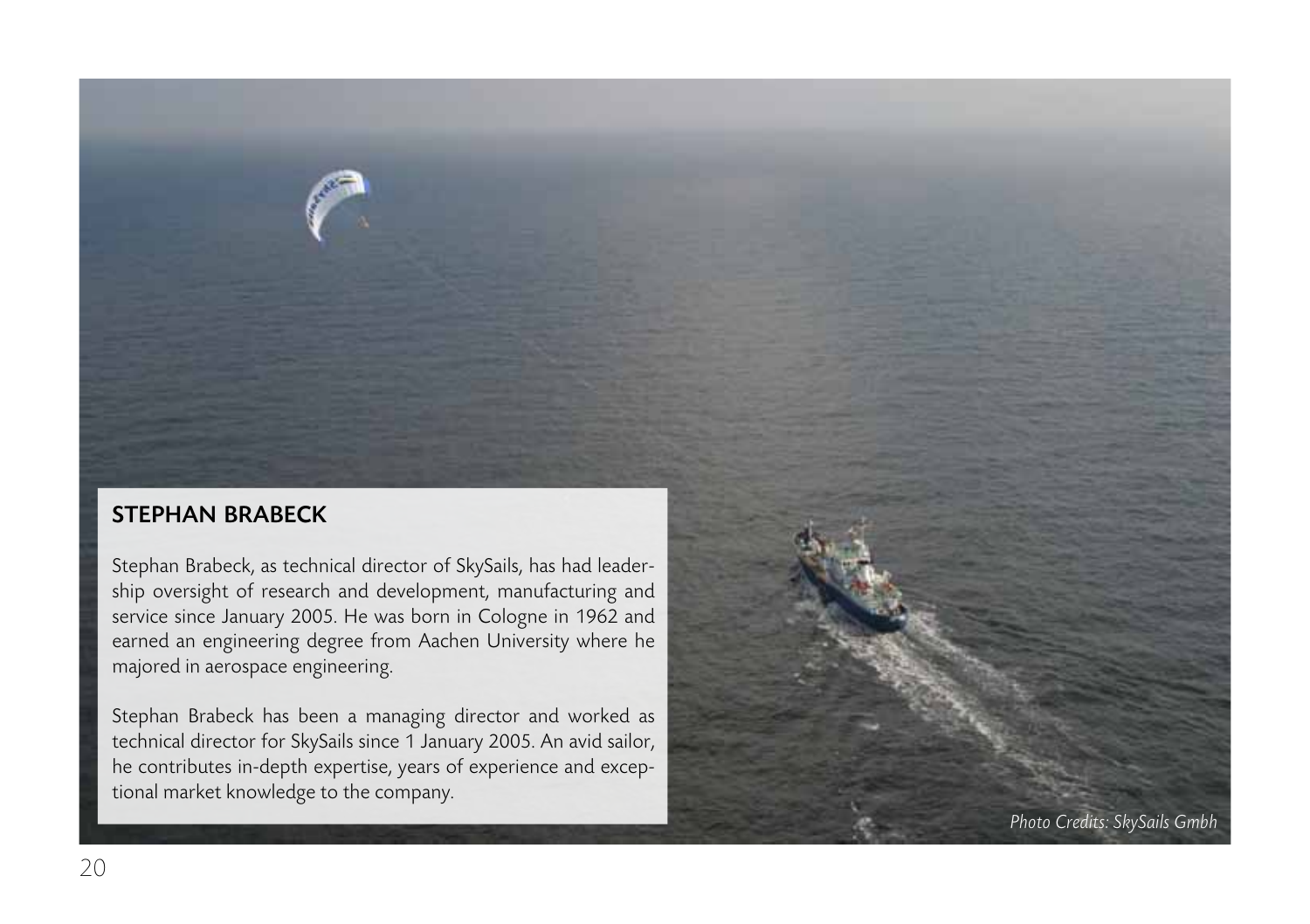## STEPHAN BRABECK

Stephan Brabeck, as technical director of SkySails, has had leadership oversight of research and development, manufacturing and service since January 2005. He was born in Cologne in 1962 and earned an engineering degree from Aachen University where he majored in aerospace engineering.

Stephan Brabeck has been a managing director and worked as technical director for SkySails since 1 January 2005. An avid sailor, he contributes in-depth expertise, years of experience and exceptional market knowledge to the company.

*Photo Credits: SkySails Gmbh*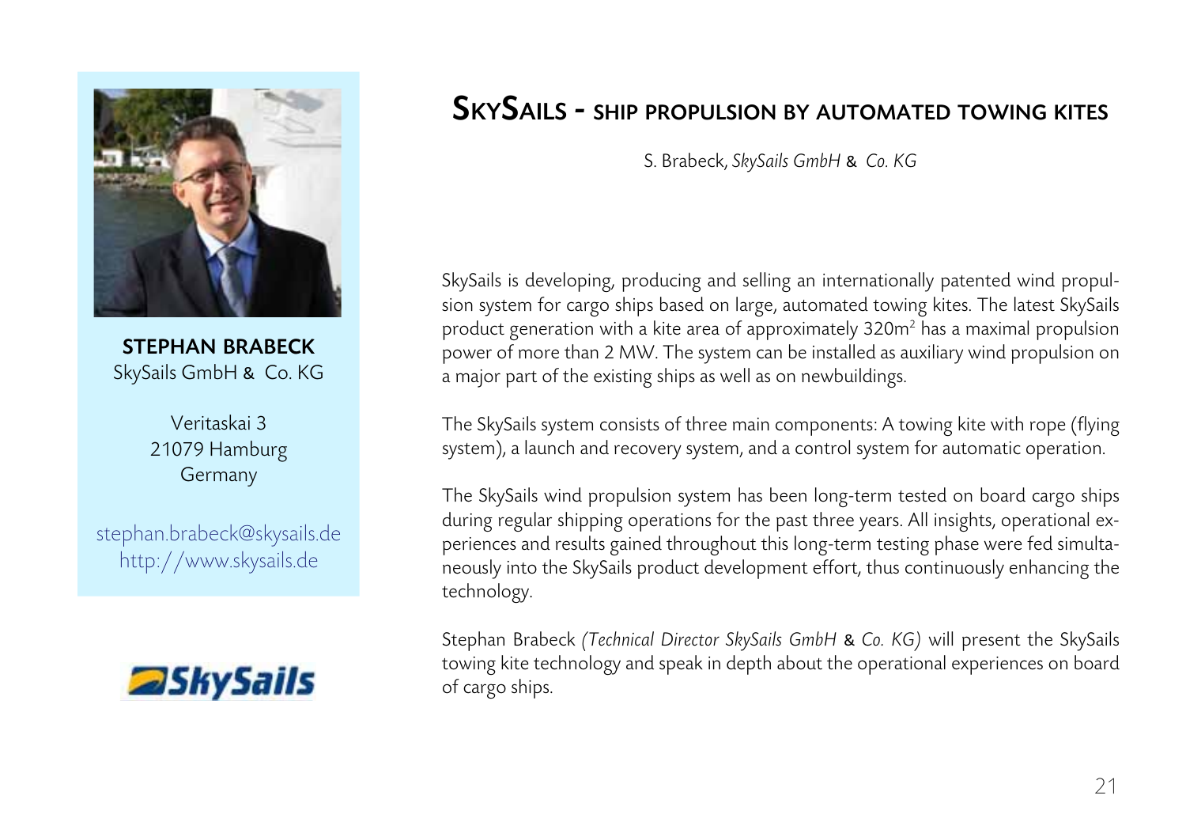**STEPHAN BRABECK**
SkySails GmbH & Co. KG

Veritaskai 3
21079 Hamburg
Germany

stephan.brabeck@skysails.de
http://www.skysails.de

# SkySails - ship propulsion by automated towing kites

S. Brabeck, *SkySails GmbH* & *Co. KG*

SkySails is developing, producing and selling an internationally patented wind propulsion system for cargo ships based on large, automated towing kites. The latest SkySails product generation with a kite area of approximately 320m$^2$ has a maximal propulsion power of more than 2 MW. The system can be installed as auxiliary wind propulsion on a major part of the existing ships as well as on newbuildings.

The SkySails system consists of three main components: A towing kite with rope (flying system), a launch and recovery system, and a control system for automatic operation.

The SkySails wind propulsion system has been long-term tested on board cargo ships during regular shipping operations for the past three years. All insights, operational experiences and results gained throughout this long-term testing phase were fed simultaneously into the SkySails product development effort, thus continuously enhancing the technology.

Stephan Brabeck *(Technical Director SkySails GmbH & Co. KG)* will present the SkySails towing kite technology and speak in depth about the operational experiences on board of cargo ships.